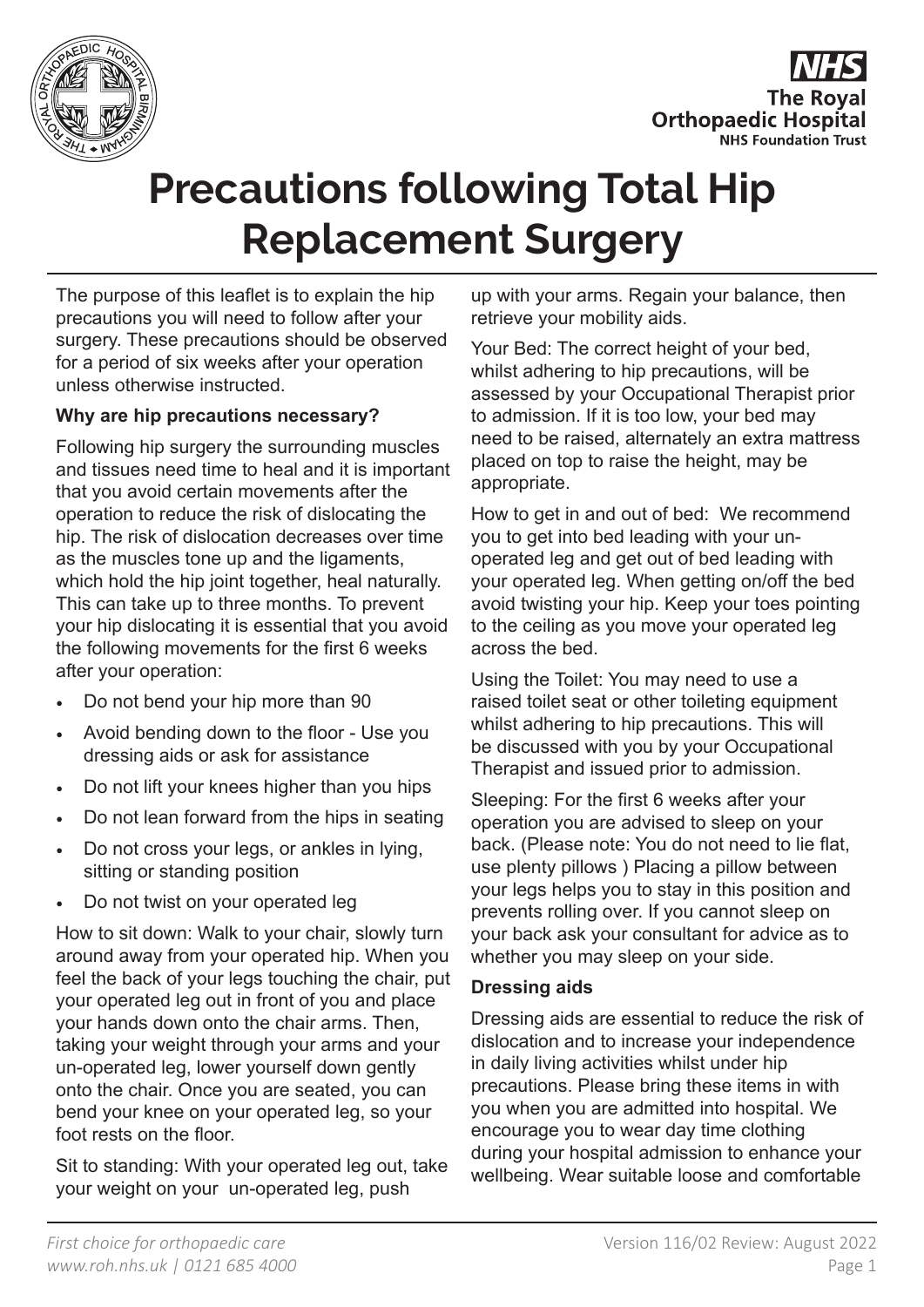# Precautions following Total Hip Replacement Surgery

The purpose of this leaflet is to explain the hip precautions you will need to follow after your surgery. These precautions should be observed for a period of six weeks after your operation unless otherwise instructed.

**Why are hip precautions necessary?**

Following hip surgery the surrounding muscles and tissues need time to heal and it is important that you avoid certain movements after the operation to reduce the risk of dislocating the hip. The risk of dislocation decreases over time as the muscles tone up and the ligaments, which hold the hip joint together, heal naturally. This can take up to three months. To prevent your hip dislocating it is essential that you avoid the following movements for the first 6 weeks after your operation:

- Do not bend your hip more than 90
- Avoid bending down to the floor - Use you dressing aids or ask for assistance
- Do not lift your knees higher than you hips
- Do not lean forward from the hips in seating
- Do not cross your legs, or ankles in lying, sitting or standing position
- Do not twist on your operated leg

How to sit down: Walk to your chair, slowly turn around away from your operated hip. When you feel the back of your legs touching the chair, put your operated leg out in front of you and place your hands down onto the chair arms. Then, taking your weight through your arms and your un-operated leg, lower yourself down gently onto the chair. Once you are seated, you can bend your knee on your operated leg, so your foot rests on the floor.

Sit to standing: With your operated leg out, take your weight on your un-operated leg, push up with your arms. Regain your balance, then retrieve your mobility aids.

Your Bed: The correct height of your bed, whilst adhering to hip precautions, will be assessed by your Occupational Therapist prior to admission. If it is too low, your bed may need to be raised, alternately an extra mattress placed on top to raise the height, may be appropriate.

How to get in and out of bed: We recommend you to get into bed leading with your un-operated leg and get out of bed leading with your operated leg. When getting on/off the bed avoid twisting your hip. Keep your toes pointing to the ceiling as you move your operated leg across the bed.

Using the Toilet: You may need to use a raised toilet seat or other toileting equipment whilst adhering to hip precautions. This will be discussed with you by your Occupational Therapist and issued prior to admission.

Sleeping: For the first 6 weeks after your operation you are advised to sleep on your back. (Please note: You do not need to lie flat, use plenty pillows ) Placing a pillow between your legs helps you to stay in this position and prevents rolling over. If you cannot sleep on your back ask your consultant for advice as to whether you may sleep on your side.

**Dressing aids**

Dressing aids are essential to reduce the risk of dislocation and to increase your independence in daily living activities whilst under hip precautions. Please bring these items in with you when you are admitted into hospital. We encourage you to wear day time clothing during your hospital admission to enhance your wellbeing. Wear suitable loose and comfortable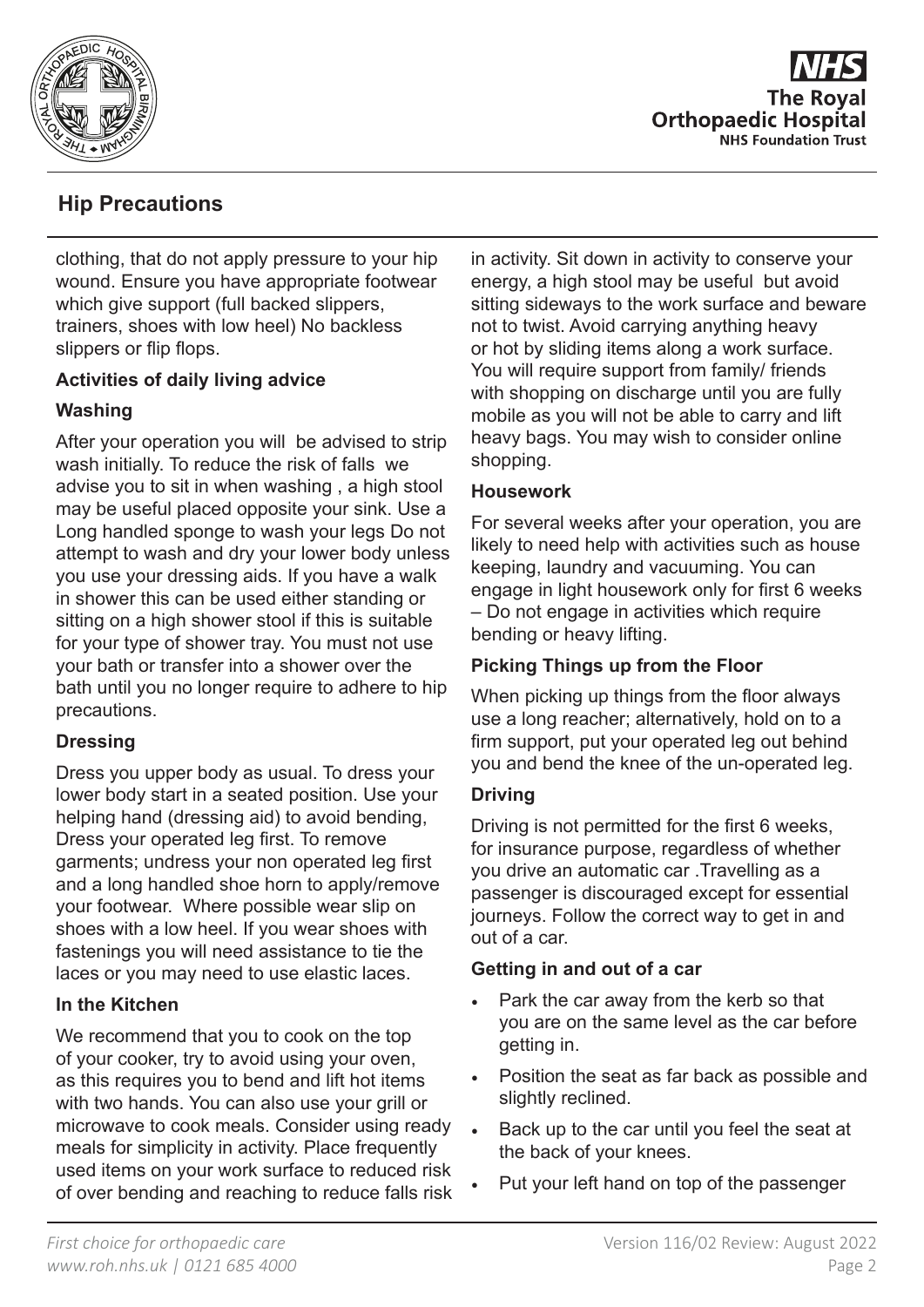clothing, that do not apply pressure to your hip wound. Ensure you have appropriate footwear which give support (full backed slippers, trainers, shoes with low heel) No backless slippers or flip flops.

### Activities of daily living advice

### Washing

After your operation you will be advised to strip wash initially. To reduce the risk of falls we advise you to sit in when washing , a high stool may be useful placed opposite your sink. Use a Long handled sponge to wash your legs Do not attempt to wash and dry your lower body unless you use your dressing aids. If you have a walk in shower this can be used either standing or sitting on a high shower stool if this is suitable for your type of shower tray. You must not use your bath or transfer into a shower over the bath until you no longer require to adhere to hip precautions.

### Dressing

Dress you upper body as usual. To dress your lower body start in a seated position. Use your helping hand (dressing aid) to avoid bending, Dress your operated leg first. To remove garments; undress your non operated leg first and a long handled shoe horn to apply/remove your footwear. Where possible wear slip on shoes with a low heel. If you wear shoes with fastenings you will need assistance to tie the laces or you may need to use elastic laces.

### In the Kitchen

We recommend that you to cook on the top of your cooker, try to avoid using your oven, as this requires you to bend and lift hot items with two hands. You can also use your grill or microwave to cook meals. Consider using ready meals for simplicity in activity. Place frequently used items on your work surface to reduced risk of over bending and reaching to reduce falls risk in activity. Sit down in activity to conserve your energy, a high stool may be useful but avoid sitting sideways to the work surface and beware not to twist. Avoid carrying anything heavy or hot by sliding items along a work surface. You will require support from family/ friends with shopping on discharge until you are fully mobile as you will not be able to carry and lift heavy bags. You may wish to consider online shopping.

### Housework

For several weeks after your operation, you are likely to need help with activities such as house keeping, laundry and vacuuming. You can engage in light housework only for first 6 weeks – Do not engage in activities which require bending or heavy lifting.

### Picking Things up from the Floor

When picking up things from the floor always use a long reacher; alternatively, hold on to a firm support, put your operated leg out behind you and bend the knee of the un-operated leg.

### Driving

Driving is not permitted for the first 6 weeks, for insurance purpose, regardless of whether you drive an automatic car .Travelling as a passenger is discouraged except for essential journeys. Follow the correct way to get in and out of a car.

### Getting in and out of a car

- Park the car away from the kerb so that you are on the same level as the car before getting in.
- Position the seat as far back as possible and slightly reclined.
- Back up to the car until you feel the seat at the back of your knees.
- Put your left hand on top of the passenger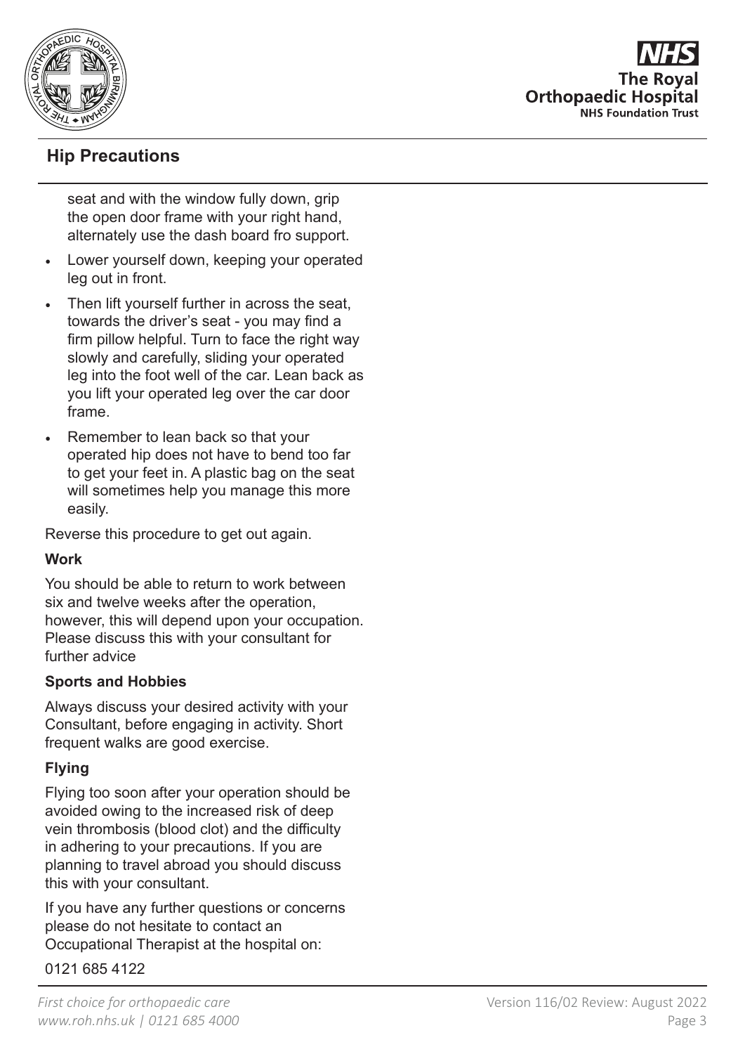seat and with the window fully down, grip the open door frame with your right hand, alternately use the dash board fro support.

- Lower yourself down, keeping your operated leg out in front.
- Then lift yourself further in across the seat, towards the driver's seat - you may find a firm pillow helpful. Turn to face the right way slowly and carefully, sliding your operated leg into the foot well of the car. Lean back as you lift your operated leg over the car door frame.
- Remember to lean back so that your operated hip does not have to bend too far to get your feet in. A plastic bag on the seat will sometimes help you manage this more easily.

Reverse this procedure to get out again.

### Work

You should be able to return to work between six and twelve weeks after the operation, however, this will depend upon your occupation. Please discuss this with your consultant for further advice

### Sports and Hobbies

Always discuss your desired activity with your Consultant, before engaging in activity. Short frequent walks are good exercise.

### Flying

Flying too soon after your operation should be avoided owing to the increased risk of deep vein thrombosis (blood clot) and the difficulty in adhering to your precautions. If you are planning to travel abroad you should discuss this with your consultant.

If you have any further questions or concerns please do not hesitate to contact an Occupational Therapist at the hospital on:

0121 685 4122